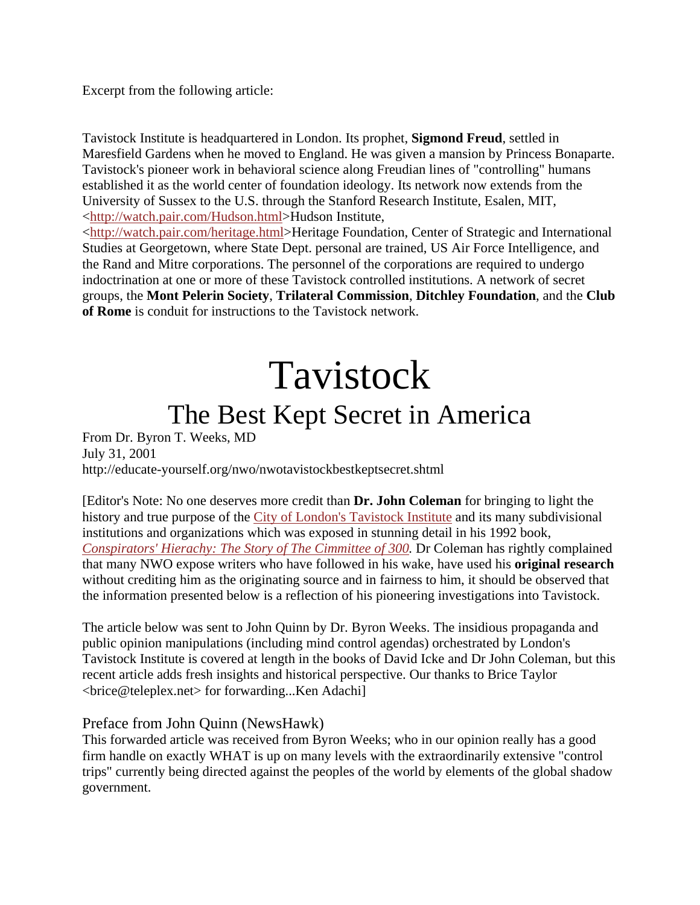Excerpt from the following article:

Tavistock Institute is headquartered in London. Its prophet, **Sigmond Freud**, settled in Maresfield Gardens when he moved to England. He was given a mansion by Princess Bonaparte. Tavistock's pioneer work in behavioral science along Freudian lines of "controlling" humans established it as the world center of foundation ideology. Its network now extends from the University of Sussex to the U.S. through the Stanford Research Institute, Esalen, MIT, <http://watch.pair.com/Hudson.html>Hudson Institute, <http://watch.pair.com/heritage.html>Heritage Foundation, Center of Strategic and International Studies at Georgetown, where State Dept. personal are trained, US Air Force Intelligence, and the Rand and Mitre corporations. The personnel of the corporations are required to undergo indoctrination at one or more of these Tavistock controlled institutions. A network of secret groups, the **Mont Pelerin Society**, **Trilateral Commission**, **Ditchley Foundation**, and the **Club of Rome** is conduit for instructions to the Tavistock network.

# Tavistock

## The Best Kept Secret in America

From Dr. Byron T. Weeks, MD
July 31, 2001
http://educate-yourself.org/nwo/nwotavistockbestkeptsecret.shtml

[Editor's Note: No one deserves more credit than **Dr. John Coleman** for bringing to light the history and true purpose of the City of London's Tavistock Institute and its many subdivisional institutions and organizations which was exposed in stunning detail in his 1992 book, *Conspirators' Hierachy: The Story of The Cimmittee of 300.* Dr Coleman has rightly complained that many NWO expose writers who have followed in his wake, have used his **original research** without crediting him as the originating source and in fairness to him, it should be observed that the information presented below is a reflection of his pioneering investigations into Tavistock.

The article below was sent to John Quinn by Dr. Byron Weeks. The insidious propaganda and public opinion manipulations (including mind control agendas) orchestrated by London's Tavistock Institute is covered at length in the books of David Icke and Dr John Coleman, but this recent article adds fresh insights and historical perspective. Our thanks to Brice Taylor <brice@teleplex.net> for forwarding...Ken Adachi]

### Preface from John Quinn (NewsHawk)

This forwarded article was received from Byron Weeks; who in our opinion really has a good firm handle on exactly WHAT is up on many levels with the extraordinarily extensive "control trips" currently being directed against the peoples of the world by elements of the global shadow government.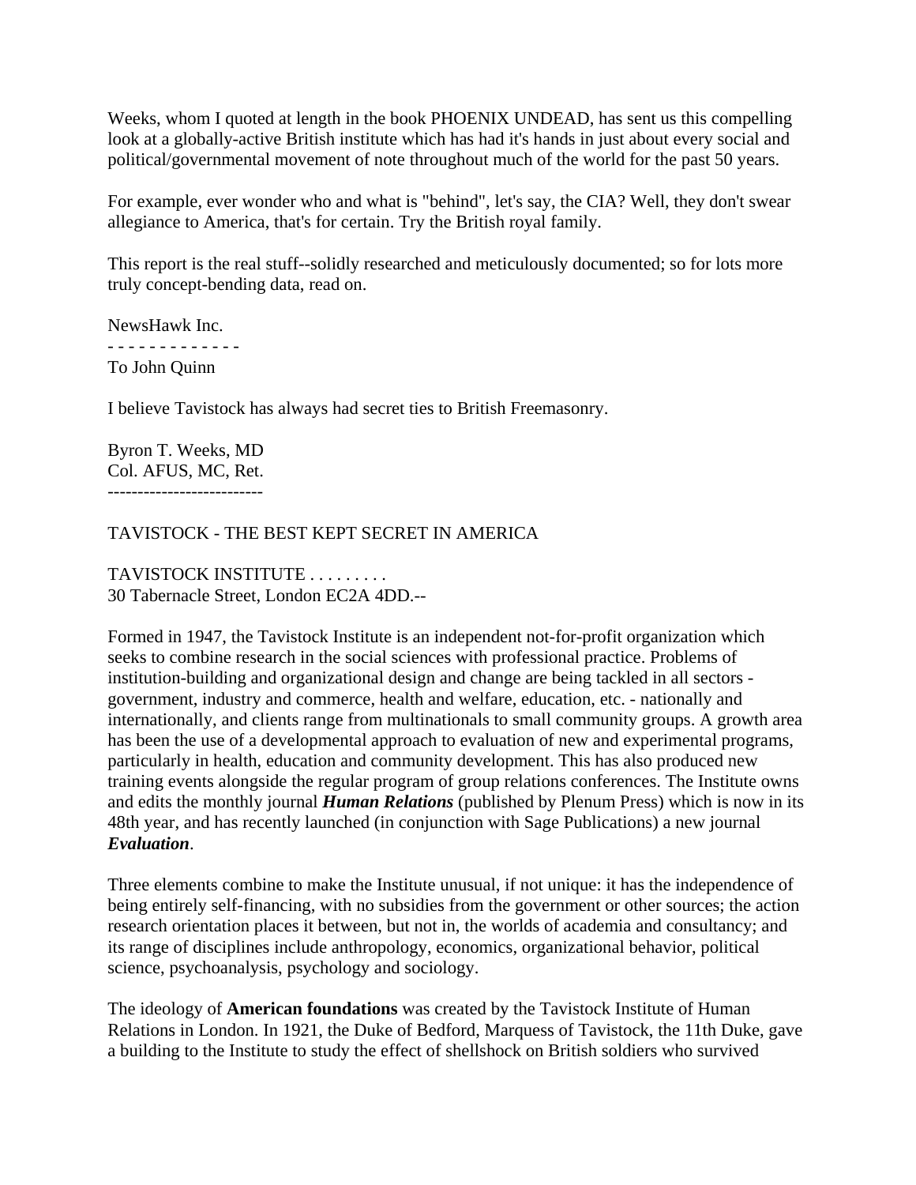Weeks, whom I quoted at length in the book PHOENIX UNDEAD, has sent us this compelling look at a globally-active British institute which has had it's hands in just about every social and political/governmental movement of note throughout much of the world for the past 50 years.

For example, ever wonder who and what is "behind", let's say, the CIA? Well, they don't swear allegiance to America, that's for certain. Try the British royal family.

This report is the real stuff--solidly researched and meticulously documented; so for lots more truly concept-bending data, read on.

NewsHawk Inc.
- - - - - - - - - - - - -
To John Quinn

I believe Tavistock has always had secret ties to British Freemasonry.

Byron T. Weeks, MD
Col. AFUS, MC, Ret.
--------------------------

TAVISTOCK - THE BEST KEPT SECRET IN AMERICA

TAVISTOCK INSTITUTE . . . . . . . . .
30 Tabernacle Street, London EC2A 4DD.--

Formed in 1947, the Tavistock Institute is an independent not-for-profit organization which seeks to combine research in the social sciences with professional practice. Problems of institution-building and organizational design and change are being tackled in all sectors - government, industry and commerce, health and welfare, education, etc. - nationally and internationally, and clients range from multinationals to small community groups. A growth area has been the use of a developmental approach to evaluation of new and experimental programs, particularly in health, education and community development. This has also produced new training events alongside the regular program of group relations conferences. The Institute owns and edits the monthly journal ***Human Relations*** (published by Plenum Press) which is now in its 48th year, and has recently launched (in conjunction with Sage Publications) a new journal ***Evaluation***.

Three elements combine to make the Institute unusual, if not unique: it has the independence of being entirely self-financing, with no subsidies from the government or other sources; the action research orientation places it between, but not in, the worlds of academia and consultancy; and its range of disciplines include anthropology, economics, organizational behavior, political science, psychoanalysis, psychology and sociology.

The ideology of **American foundations** was created by the Tavistock Institute of Human Relations in London. In 1921, the Duke of Bedford, Marquess of Tavistock, the 11th Duke, gave a building to the Institute to study the effect of shellshock on British soldiers who survived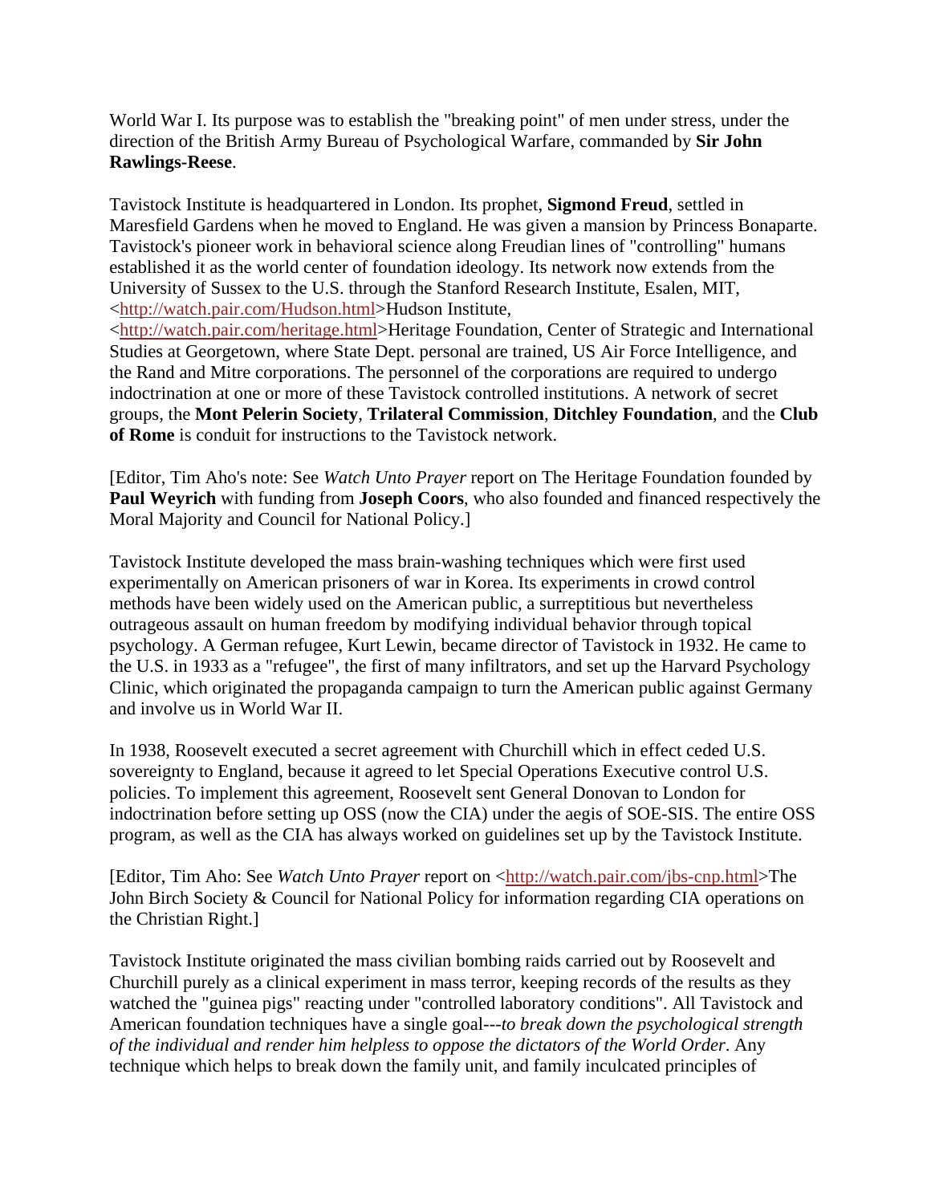World War I. Its purpose was to establish the "breaking point" of men under stress, under the direction of the British Army Bureau of Psychological Warfare, commanded by **Sir John Rawlings-Reese**.

Tavistock Institute is headquartered in London. Its prophet, **Sigmond Freud**, settled in Maresfield Gardens when he moved to England. He was given a mansion by Princess Bonaparte. Tavistock's pioneer work in behavioral science along Freudian lines of "controlling" humans established it as the world center of foundation ideology. Its network now extends from the University of Sussex to the U.S. through the Stanford Research Institute, Esalen, MIT, <http://watch.pair.com/Hudson.html>Hudson Institute, <http://watch.pair.com/heritage.html>Heritage Foundation, Center of Strategic and International Studies at Georgetown, where State Dept. personal are trained, US Air Force Intelligence, and the Rand and Mitre corporations. The personnel of the corporations are required to undergo indoctrination at one or more of these Tavistock controlled institutions. A network of secret groups, the **Mont Pelerin Society**, **Trilateral Commission**, **Ditchley Foundation**, and the **Club of Rome** is conduit for instructions to the Tavistock network.

[Editor, Tim Aho's note: See *Watch Unto Prayer* report on The Heritage Foundation founded by **Paul Weyrich** with funding from **Joseph Coors**, who also founded and financed respectively the Moral Majority and Council for National Policy.]

Tavistock Institute developed the mass brain-washing techniques which were first used experimentally on American prisoners of war in Korea. Its experiments in crowd control methods have been widely used on the American public, a surreptitious but nevertheless outrageous assault on human freedom by modifying individual behavior through topical psychology. A German refugee, Kurt Lewin, became director of Tavistock in 1932. He came to the U.S. in 1933 as a "refugee", the first of many infiltrators, and set up the Harvard Psychology Clinic, which originated the propaganda campaign to turn the American public against Germany and involve us in World War II.

In 1938, Roosevelt executed a secret agreement with Churchill which in effect ceded U.S. sovereignty to England, because it agreed to let Special Operations Executive control U.S. policies. To implement this agreement, Roosevelt sent General Donovan to London for indoctrination before setting up OSS (now the CIA) under the aegis of SOE-SIS. The entire OSS program, as well as the CIA has always worked on guidelines set up by the Tavistock Institute.

[Editor, Tim Aho: See *Watch Unto Prayer* report on <http://watch.pair.com/jbs-cnp.html>The John Birch Society & Council for National Policy for information regarding CIA operations on the Christian Right.]

Tavistock Institute originated the mass civilian bombing raids carried out by Roosevelt and Churchill purely as a clinical experiment in mass terror, keeping records of the results as they watched the "guinea pigs" reacting under "controlled laboratory conditions". All Tavistock and American foundation techniques have a single goal---*to break down the psychological strength of the individual and render him helpless to oppose the dictators of the World Order*. Any technique which helps to break down the family unit, and family inculcated principles of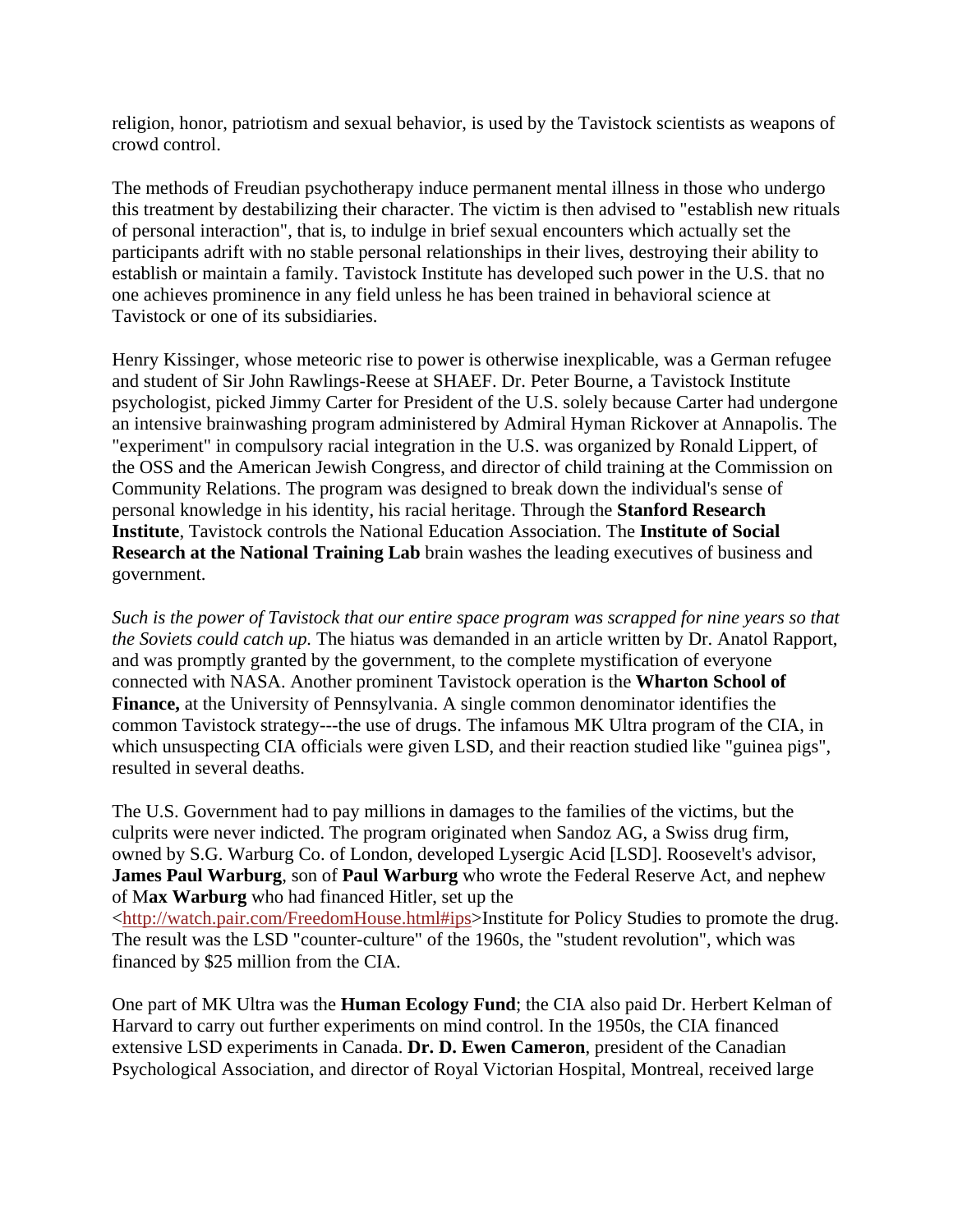religion, honor, patriotism and sexual behavior, is used by the Tavistock scientists as weapons of crowd control.

The methods of Freudian psychotherapy induce permanent mental illness in those who undergo this treatment by destabilizing their character. The victim is then advised to "establish new rituals of personal interaction", that is, to indulge in brief sexual encounters which actually set the participants adrift with no stable personal relationships in their lives, destroying their ability to establish or maintain a family. Tavistock Institute has developed such power in the U.S. that no one achieves prominence in any field unless he has been trained in behavioral science at Tavistock or one of its subsidiaries.

Henry Kissinger, whose meteoric rise to power is otherwise inexplicable, was a German refugee and student of Sir John Rawlings-Reese at SHAEF. Dr. Peter Bourne, a Tavistock Institute psychologist, picked Jimmy Carter for President of the U.S. solely because Carter had undergone an intensive brainwashing program administered by Admiral Hyman Rickover at Annapolis. The "experiment" in compulsory racial integration in the U.S. was organized by Ronald Lippert, of the OSS and the American Jewish Congress, and director of child training at the Commission on Community Relations. The program was designed to break down the individual's sense of personal knowledge in his identity, his racial heritage. Through the **Stanford Research Institute**, Tavistock controls the National Education Association. The **Institute of Social Research at the National Training Lab** brain washes the leading executives of business and government.

*Such is the power of Tavistock that our entire space program was scrapped for nine years so that the Soviets could catch up.* The hiatus was demanded in an article written by Dr. Anatol Rapport, and was promptly granted by the government, to the complete mystification of everyone connected with NASA. Another prominent Tavistock operation is the **Wharton School of Finance,** at the University of Pennsylvania. A single common denominator identifies the common Tavistock strategy---the use of drugs. The infamous MK Ultra program of the CIA, in which unsuspecting CIA officials were given LSD, and their reaction studied like "guinea pigs", resulted in several deaths.

The U.S. Government had to pay millions in damages to the families of the victims, but the culprits were never indicted. The program originated when Sandoz AG, a Swiss drug firm, owned by S.G. Warburg Co. of London, developed Lysergic Acid [LSD]. Roosevelt's advisor, **James Paul Warburg**, son of **Paul Warburg** who wrote the Federal Reserve Act, and nephew of M**ax Warburg** who had financed Hitler, set up the <http://watch.pair.com/FreedomHouse.html#ips>Institute for Policy Studies to promote the drug. The result was the LSD "counter-culture" of the 1960s, the "student revolution", which was financed by $25 million from the CIA.

One part of MK Ultra was the **Human Ecology Fund**; the CIA also paid Dr. Herbert Kelman of Harvard to carry out further experiments on mind control. In the 1950s, the CIA financed extensive LSD experiments in Canada. **Dr. D. Ewen Cameron**, president of the Canadian Psychological Association, and director of Royal Victorian Hospital, Montreal, received large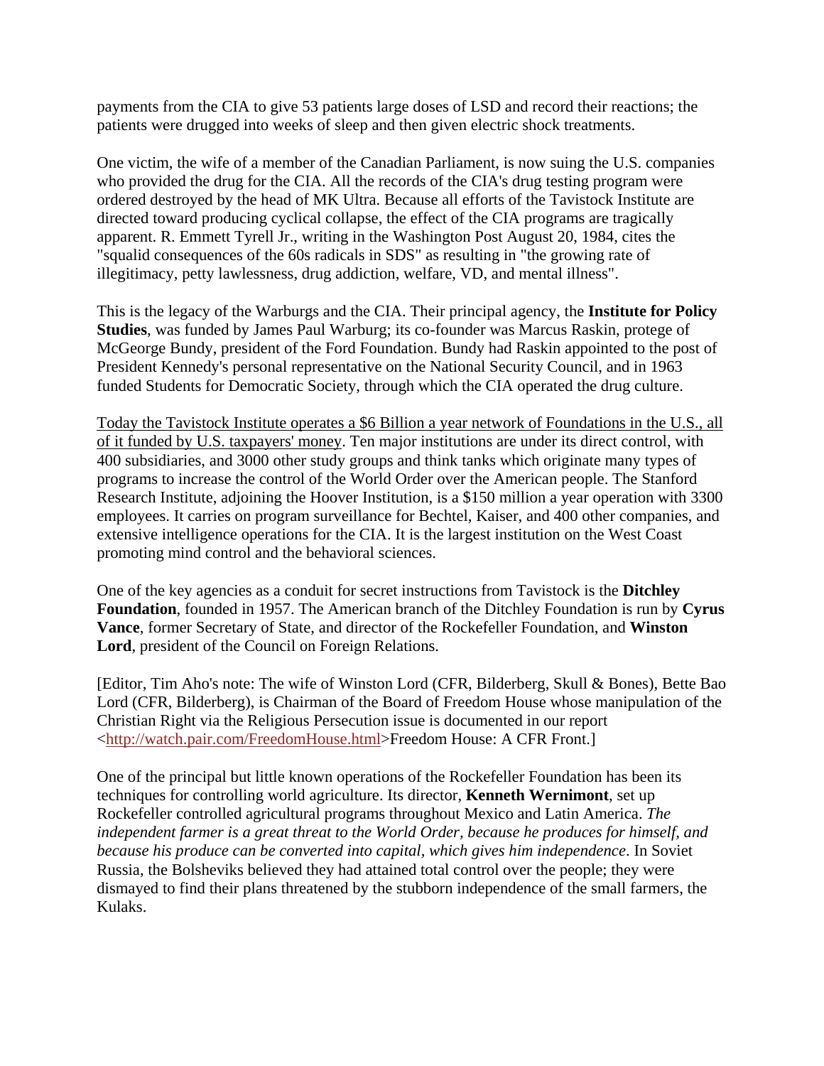payments from the CIA to give 53 patients large doses of LSD and record their reactions; the patients were drugged into weeks of sleep and then given electric shock treatments.

One victim, the wife of a member of the Canadian Parliament, is now suing the U.S. companies who provided the drug for the CIA. All the records of the CIA's drug testing program were ordered destroyed by the head of MK Ultra. Because all efforts of the Tavistock Institute are directed toward producing cyclical collapse, the effect of the CIA programs are tragically apparent. R. Emmett Tyrell Jr., writing in the Washington Post August 20, 1984, cites the "squalid consequences of the 60s radicals in SDS" as resulting in "the growing rate of illegitimacy, petty lawlessness, drug addiction, welfare, VD, and mental illness".

This is the legacy of the Warburgs and the CIA. Their principal agency, the **Institute for Policy Studies**, was funded by James Paul Warburg; its co-founder was Marcus Raskin, protege of McGeorge Bundy, president of the Ford Foundation. Bundy had Raskin appointed to the post of President Kennedy's personal representative on the National Security Council, and in 1963 funded Students for Democratic Society, through which the CIA operated the drug culture.

<u>Today the Tavistock Institute operates a $6 Billion a year network of Foundations in the U.S., all of it funded by U.S. taxpayers' money</u>. Ten major institutions are under its direct control, with 400 subsidiaries, and 3000 other study groups and think tanks which originate many types of programs to increase the control of the World Order over the American people. The Stanford Research Institute, adjoining the Hoover Institution, is a $150 million a year operation with 3300 employees. It carries on program surveillance for Bechtel, Kaiser, and 400 other companies, and extensive intelligence operations for the CIA. It is the largest institution on the West Coast promoting mind control and the behavioral sciences.

One of the key agencies as a conduit for secret instructions from Tavistock is the **Ditchley Foundation**, founded in 1957. The American branch of the Ditchley Foundation is run by **Cyrus Vance**, former Secretary of State, and director of the Rockefeller Foundation, and **Winston Lord**, president of the Council on Foreign Relations.

[Editor, Tim Aho's note: The wife of Winston Lord (CFR, Bilderberg, Skull & Bones), Bette Bao Lord (CFR, Bilderberg), is Chairman of the Board of Freedom House whose manipulation of the Christian Right via the Religious Persecution issue is documented in our report <http://watch.pair.com/FreedomHouse.html>Freedom House: A CFR Front.]

One of the principal but little known operations of the Rockefeller Foundation has been its techniques for controlling world agriculture. Its director, **Kenneth Wernimont**, set up Rockefeller controlled agricultural programs throughout Mexico and Latin America. *The independent farmer is a great threat to the World Order, because he produces for himself, and because his produce can be converted into capital, which gives him independence*. In Soviet Russia, the Bolsheviks believed they had attained total control over the people; they were dismayed to find their plans threatened by the stubborn independence of the small farmers, the Kulaks.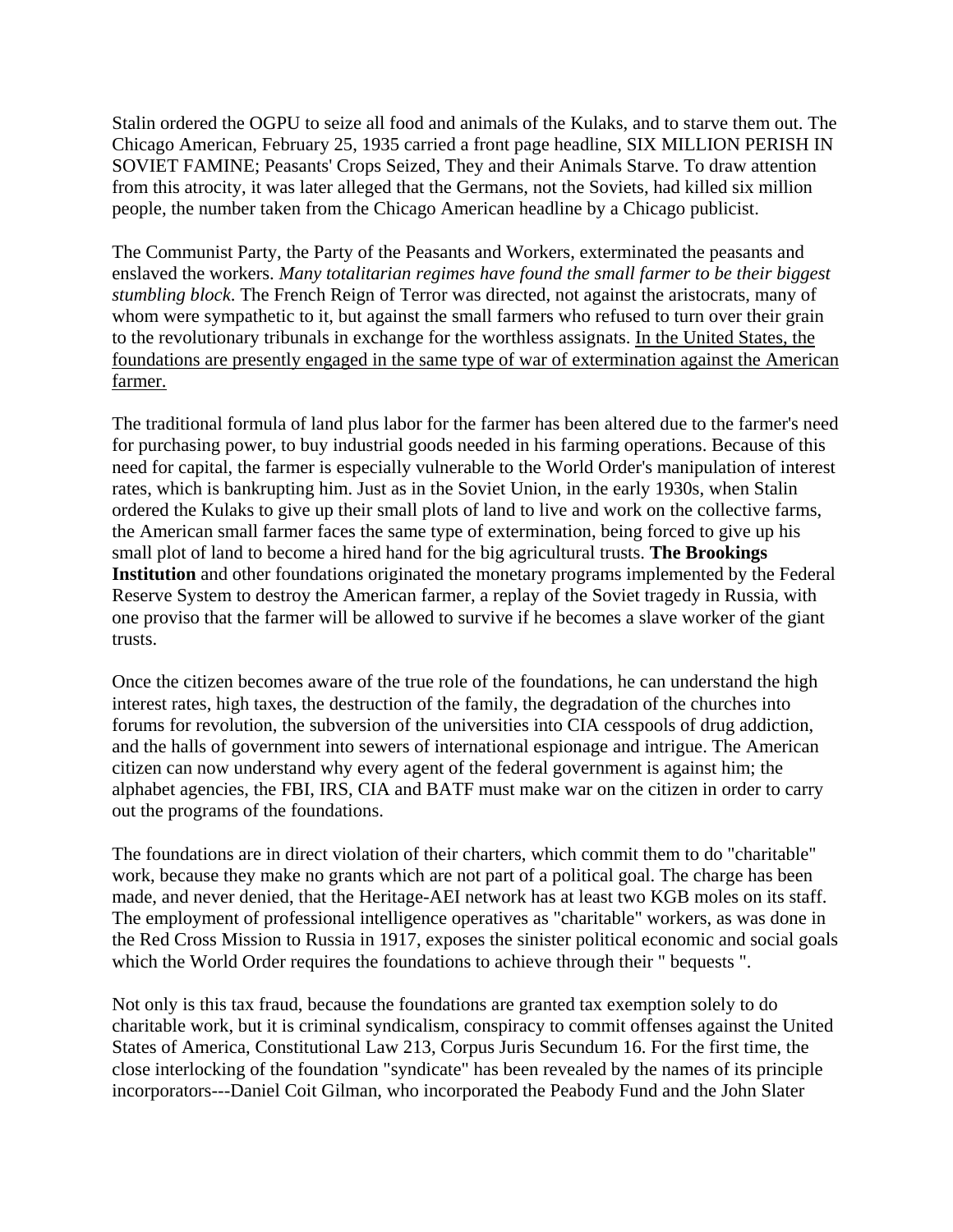Stalin ordered the OGPU to seize all food and animals of the Kulaks, and to starve them out. The Chicago American, February 25, 1935 carried a front page headline, SIX MILLION PERISH IN SOVIET FAMINE; Peasants' Crops Seized, They and their Animals Starve. To draw attention from this atrocity, it was later alleged that the Germans, not the Soviets, had killed six million people, the number taken from the Chicago American headline by a Chicago publicist.

The Communist Party, the Party of the Peasants and Workers, exterminated the peasants and enslaved the workers. *Many totalitarian regimes have found the small farmer to be their biggest stumbling block*. The French Reign of Terror was directed, not against the aristocrats, many of whom were sympathetic to it, but against the small farmers who refused to turn over their grain to the revolutionary tribunals in exchange for the worthless assignats. <u>In the United States, the foundations are presently engaged in the same type of war of extermination against the American farmer.</u>

The traditional formula of land plus labor for the farmer has been altered due to the farmer's need for purchasing power, to buy industrial goods needed in his farming operations. Because of this need for capital, the farmer is especially vulnerable to the World Order's manipulation of interest rates, which is bankrupting him. Just as in the Soviet Union, in the early 1930s, when Stalin ordered the Kulaks to give up their small plots of land to live and work on the collective farms, the American small farmer faces the same type of extermination, being forced to give up his small plot of land to become a hired hand for the big agricultural trusts. **The Brookings Institution** and other foundations originated the monetary programs implemented by the Federal Reserve System to destroy the American farmer, a replay of the Soviet tragedy in Russia, with one proviso that the farmer will be allowed to survive if he becomes a slave worker of the giant trusts.

Once the citizen becomes aware of the true role of the foundations, he can understand the high interest rates, high taxes, the destruction of the family, the degradation of the churches into forums for revolution, the subversion of the universities into CIA cesspools of drug addiction, and the halls of government into sewers of international espionage and intrigue. The American citizen can now understand why every agent of the federal government is against him; the alphabet agencies, the FBI, IRS, CIA and BATF must make war on the citizen in order to carry out the programs of the foundations.

The foundations are in direct violation of their charters, which commit them to do "charitable" work, because they make no grants which are not part of a political goal. The charge has been made, and never denied, that the Heritage-AEI network has at least two KGB moles on its staff. The employment of professional intelligence operatives as "charitable" workers, as was done in the Red Cross Mission to Russia in 1917, exposes the sinister political economic and social goals which the World Order requires the foundations to achieve through their " bequests ".

Not only is this tax fraud, because the foundations are granted tax exemption solely to do charitable work, but it is criminal syndicalism, conspiracy to commit offenses against the United States of America, Constitutional Law 213, Corpus Juris Secundum 16. For the first time, the close interlocking of the foundation "syndicate" has been revealed by the names of its principle incorporators---Daniel Coit Gilman, who incorporated the Peabody Fund and the John Slater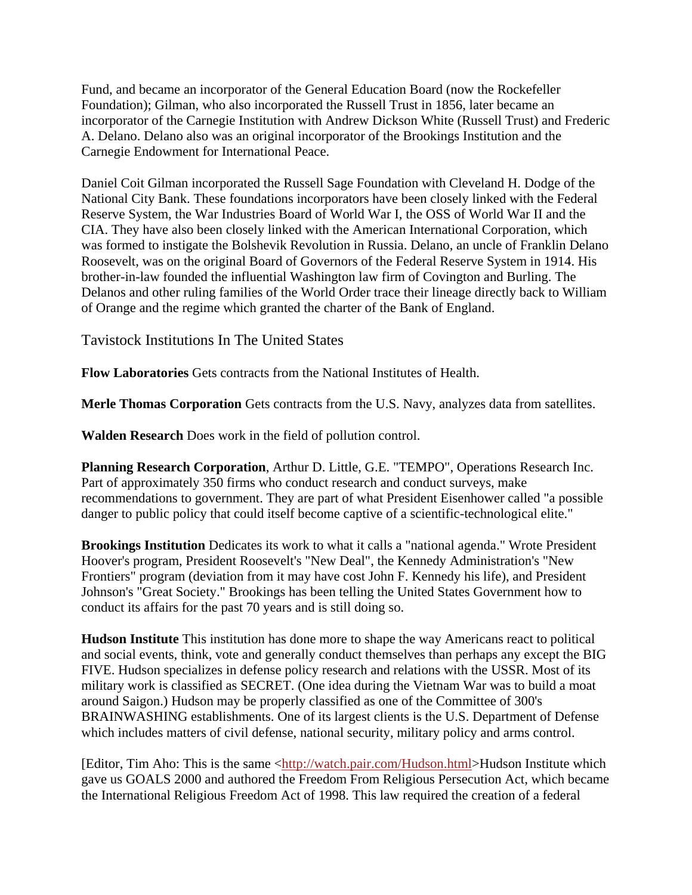Fund, and became an incorporator of the General Education Board (now the Rockefeller Foundation); Gilman, who also incorporated the Russell Trust in 1856, later became an incorporator of the Carnegie Institution with Andrew Dickson White (Russell Trust) and Frederic A. Delano. Delano also was an original incorporator of the Brookings Institution and the Carnegie Endowment for International Peace.

Daniel Coit Gilman incorporated the Russell Sage Foundation with Cleveland H. Dodge of the National City Bank. These foundations incorporators have been closely linked with the Federal Reserve System, the War Industries Board of World War I, the OSS of World War II and the CIA. They have also been closely linked with the American International Corporation, which was formed to instigate the Bolshevik Revolution in Russia. Delano, an uncle of Franklin Delano Roosevelt, was on the original Board of Governors of the Federal Reserve System in 1914. His brother-in-law founded the influential Washington law firm of Covington and Burling. The Delanos and other ruling families of the World Order trace their lineage directly back to William of Orange and the regime which granted the charter of the Bank of England.

## Tavistock Institutions In The United States

**Flow Laboratories** Gets contracts from the National Institutes of Health.

**Merle Thomas Corporation** Gets contracts from the U.S. Navy, analyzes data from satellites.

**Walden Research** Does work in the field of pollution control.

**Planning Research Corporation**, Arthur D. Little, G.E. "TEMPO", Operations Research Inc. Part of approximately 350 firms who conduct research and conduct surveys, make recommendations to government. They are part of what President Eisenhower called "a possible danger to public policy that could itself become captive of a scientific-technological elite."

**Brookings Institution** Dedicates its work to what it calls a "national agenda." Wrote President Hoover's program, President Roosevelt's "New Deal", the Kennedy Administration's "New Frontiers" program (deviation from it may have cost John F. Kennedy his life), and President Johnson's "Great Society." Brookings has been telling the United States Government how to conduct its affairs for the past 70 years and is still doing so.

**Hudson Institute** This institution has done more to shape the way Americans react to political and social events, think, vote and generally conduct themselves than perhaps any except the BIG FIVE. Hudson specializes in defense policy research and relations with the USSR. Most of its military work is classified as SECRET. (One idea during the Vietnam War was to build a moat around Saigon.) Hudson may be properly classified as one of the Committee of 300's BRAINWASHING establishments. One of its largest clients is the U.S. Department of Defense which includes matters of civil defense, national security, military policy and arms control.

[Editor, Tim Aho: This is the same <http://watch.pair.com/Hudson.html>Hudson Institute which gave us GOALS 2000 and authored the Freedom From Religious Persecution Act, which became the International Religious Freedom Act of 1998. This law required the creation of a federal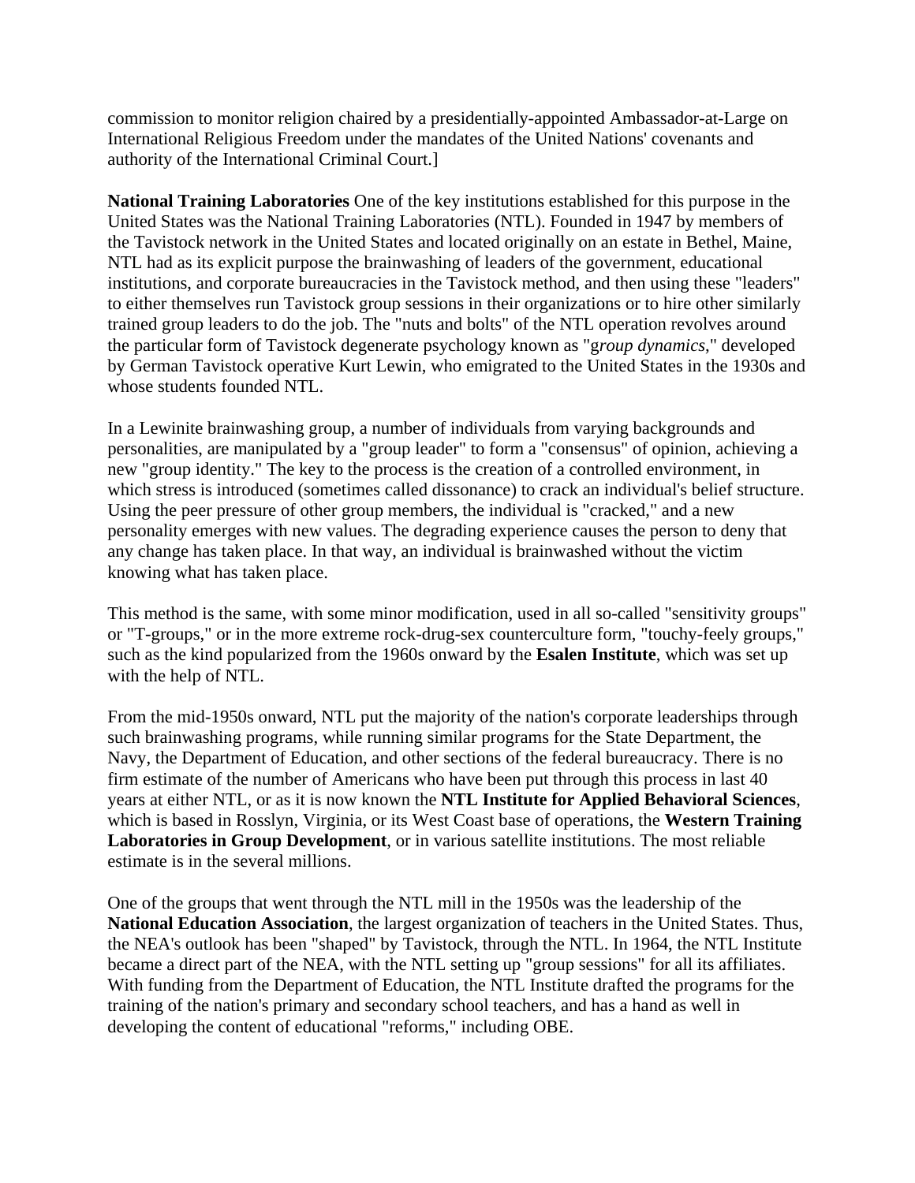commission to monitor religion chaired by a presidentially-appointed Ambassador-at-Large on International Religious Freedom under the mandates of the United Nations' covenants and authority of the International Criminal Court.]

**National Training Laboratories** One of the key institutions established for this purpose in the United States was the National Training Laboratories (NTL). Founded in 1947 by members of the Tavistock network in the United States and located originally on an estate in Bethel, Maine, NTL had as its explicit purpose the brainwashing of leaders of the government, educational institutions, and corporate bureaucracies in the Tavistock method, and then using these "leaders" to either themselves run Tavistock group sessions in their organizations or to hire other similarly trained group leaders to do the job. The "nuts and bolts" of the NTL operation revolves around the particular form of Tavistock degenerate psychology known as "g*roup dynamics*," developed by German Tavistock operative Kurt Lewin, who emigrated to the United States in the 1930s and whose students founded NTL.

In a Lewinite brainwashing group, a number of individuals from varying backgrounds and personalities, are manipulated by a "group leader" to form a "consensus" of opinion, achieving a new "group identity." The key to the process is the creation of a controlled environment, in which stress is introduced (sometimes called dissonance) to crack an individual's belief structure. Using the peer pressure of other group members, the individual is "cracked," and a new personality emerges with new values. The degrading experience causes the person to deny that any change has taken place. In that way, an individual is brainwashed without the victim knowing what has taken place.

This method is the same, with some minor modification, used in all so-called "sensitivity groups" or "T-groups," or in the more extreme rock-drug-sex counterculture form, "touchy-feely groups," such as the kind popularized from the 1960s onward by the **Esalen Institute**, which was set up with the help of NTL.

From the mid-1950s onward, NTL put the majority of the nation's corporate leaderships through such brainwashing programs, while running similar programs for the State Department, the Navy, the Department of Education, and other sections of the federal bureaucracy. There is no firm estimate of the number of Americans who have been put through this process in last 40 years at either NTL, or as it is now known the **NTL Institute for Applied Behavioral Sciences**, which is based in Rosslyn, Virginia, or its West Coast base of operations, the **Western Training Laboratories in Group Development**, or in various satellite institutions. The most reliable estimate is in the several millions.

One of the groups that went through the NTL mill in the 1950s was the leadership of the **National Education Association**, the largest organization of teachers in the United States. Thus, the NEA's outlook has been "shaped" by Tavistock, through the NTL. In 1964, the NTL Institute became a direct part of the NEA, with the NTL setting up "group sessions" for all its affiliates. With funding from the Department of Education, the NTL Institute drafted the programs for the training of the nation's primary and secondary school teachers, and has a hand as well in developing the content of educational "reforms," including OBE.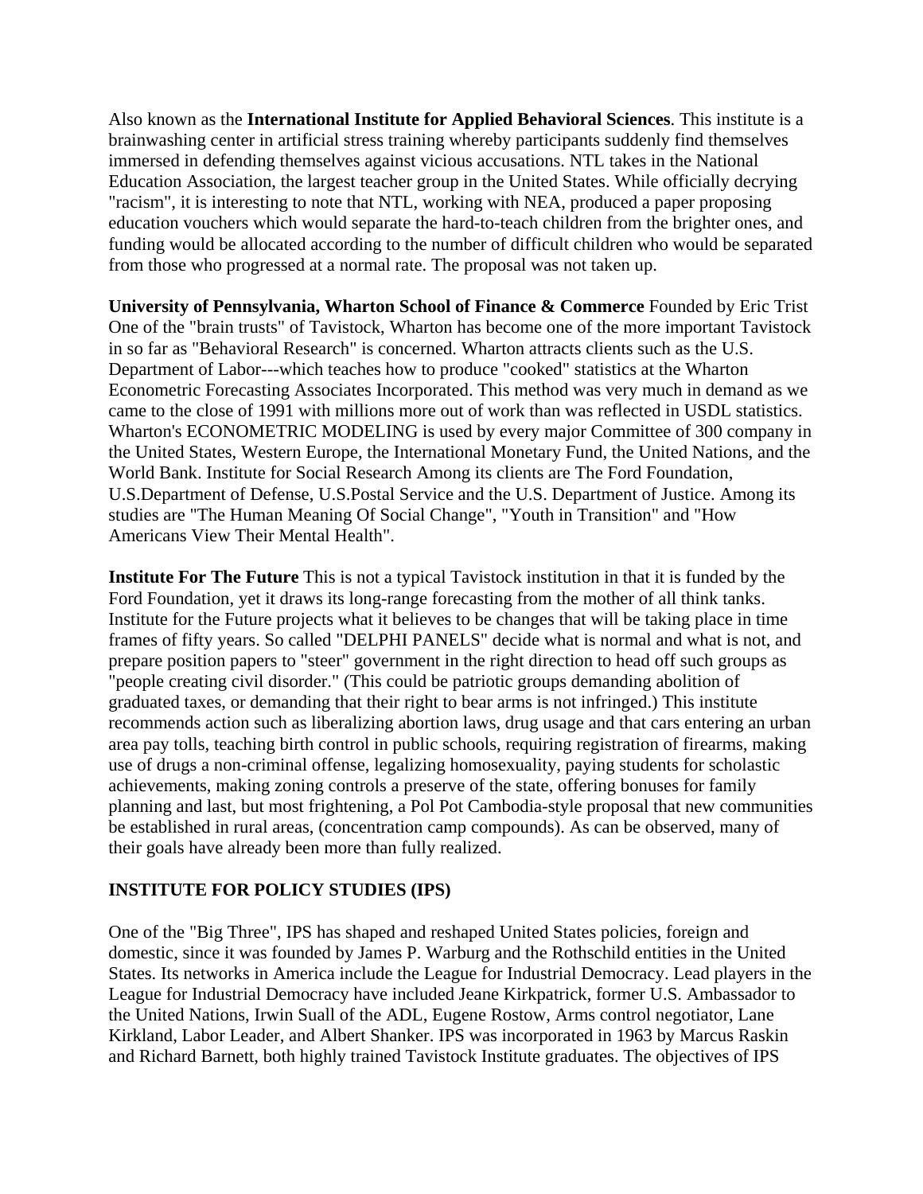Also known as the **International Institute for Applied Behavioral Sciences**. This institute is a brainwashing center in artificial stress training whereby participants suddenly find themselves immersed in defending themselves against vicious accusations. NTL takes in the National Education Association, the largest teacher group in the United States. While officially decrying "racism", it is interesting to note that NTL, working with NEA, produced a paper proposing education vouchers which would separate the hard-to-teach children from the brighter ones, and funding would be allocated according to the number of difficult children who would be separated from those who progressed at a normal rate. The proposal was not taken up.

**University of Pennsylvania, Wharton School of Finance & Commerce** Founded by Eric Trist One of the "brain trusts" of Tavistock, Wharton has become one of the more important Tavistock in so far as "Behavioral Research" is concerned. Wharton attracts clients such as the U.S. Department of Labor---which teaches how to produce "cooked" statistics at the Wharton Econometric Forecasting Associates Incorporated. This method was very much in demand as we came to the close of 1991 with millions more out of work than was reflected in USDL statistics. Wharton's ECONOMETRIC MODELING is used by every major Committee of 300 company in the United States, Western Europe, the International Monetary Fund, the United Nations, and the World Bank. Institute for Social Research Among its clients are The Ford Foundation, U.S.Department of Defense, U.S.Postal Service and the U.S. Department of Justice. Among its studies are "The Human Meaning Of Social Change", "Youth in Transition" and "How Americans View Their Mental Health".

**Institute For The Future** This is not a typical Tavistock institution in that it is funded by the Ford Foundation, yet it draws its long-range forecasting from the mother of all think tanks. Institute for the Future projects what it believes to be changes that will be taking place in time frames of fifty years. So called "DELPHI PANELS" decide what is normal and what is not, and prepare position papers to "steer" government in the right direction to head off such groups as "people creating civil disorder." (This could be patriotic groups demanding abolition of graduated taxes, or demanding that their right to bear arms is not infringed.) This institute recommends action such as liberalizing abortion laws, drug usage and that cars entering an urban area pay tolls, teaching birth control in public schools, requiring registration of firearms, making use of drugs a non-criminal offense, legalizing homosexuality, paying students for scholastic achievements, making zoning controls a preserve of the state, offering bonuses for family planning and last, but most frightening, a Pol Pot Cambodia-style proposal that new communities be established in rural areas, (concentration camp compounds). As can be observed, many of their goals have already been more than fully realized.

**INSTITUTE FOR POLICY STUDIES (IPS)**

One of the "Big Three", IPS has shaped and reshaped United States policies, foreign and domestic, since it was founded by James P. Warburg and the Rothschild entities in the United States. Its networks in America include the League for Industrial Democracy. Lead players in the League for Industrial Democracy have included Jeane Kirkpatrick, former U.S. Ambassador to the United Nations, Irwin Suall of the ADL, Eugene Rostow, Arms control negotiator, Lane Kirkland, Labor Leader, and Albert Shanker. IPS was incorporated in 1963 by Marcus Raskin and Richard Barnett, both highly trained Tavistock Institute graduates. The objectives of IPS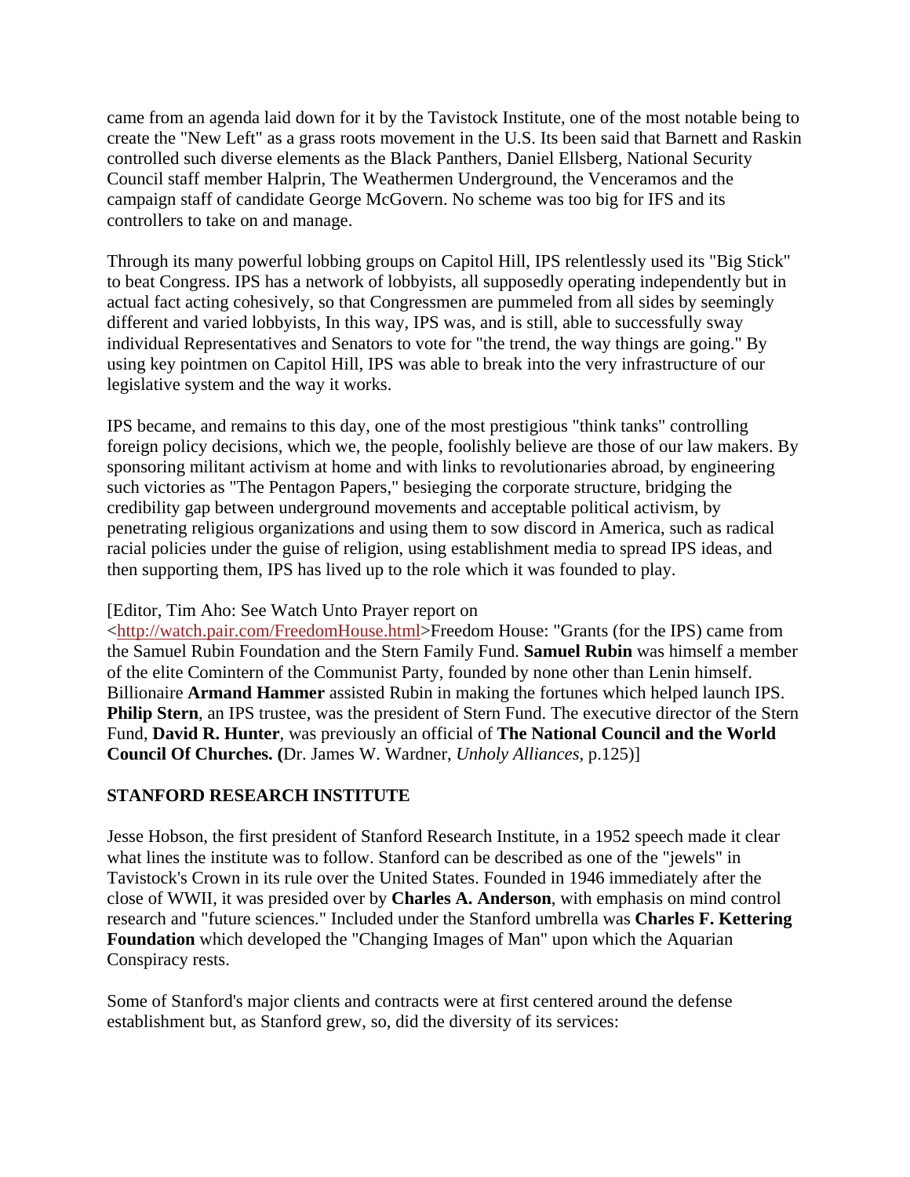came from an agenda laid down for it by the Tavistock Institute, one of the most notable being to create the "New Left" as a grass roots movement in the U.S. Its been said that Barnett and Raskin controlled such diverse elements as the Black Panthers, Daniel Ellsberg, National Security Council staff member Halprin, The Weathermen Underground, the Venceramos and the campaign staff of candidate George McGovern. No scheme was too big for IFS and its controllers to take on and manage.

Through its many powerful lobbing groups on Capitol Hill, IPS relentlessly used its "Big Stick" to beat Congress. IPS has a network of lobbyists, all supposedly operating independently but in actual fact acting cohesively, so that Congressmen are pummeled from all sides by seemingly different and varied lobbyists, In this way, IPS was, and is still, able to successfully sway individual Representatives and Senators to vote for "the trend, the way things are going." By using key pointmen on Capitol Hill, IPS was able to break into the very infrastructure of our legislative system and the way it works.

IPS became, and remains to this day, one of the most prestigious "think tanks" controlling foreign policy decisions, which we, the people, foolishly believe are those of our law makers. By sponsoring militant activism at home and with links to revolutionaries abroad, by engineering such victories as "The Pentagon Papers," besieging the corporate structure, bridging the credibility gap between underground movements and acceptable political activism, by penetrating religious organizations and using them to sow discord in America, such as radical racial policies under the guise of religion, using establishment media to spread IPS ideas, and then supporting them, IPS has lived up to the role which it was founded to play.

[Editor, Tim Aho: See Watch Unto Prayer report on <http://watch.pair.com/FreedomHouse.html>Freedom House: "Grants (for the IPS) came from the Samuel Rubin Foundation and the Stern Family Fund. **Samuel Rubin** was himself a member of the elite Comintern of the Communist Party, founded by none other than Lenin himself. Billionaire **Armand Hammer** assisted Rubin in making the fortunes which helped launch IPS. **Philip Stern**, an IPS trustee, was the president of Stern Fund. The executive director of the Stern Fund, **David R. Hunter**, was previously an official of **The National Council and the World Council Of Churches. (**Dr. James W. Wardner, *Unholy Alliances*, p.125)]

## STANFORD RESEARCH INSTITUTE

Jesse Hobson, the first president of Stanford Research Institute, in a 1952 speech made it clear what lines the institute was to follow. Stanford can be described as one of the "jewels" in Tavistock's Crown in its rule over the United States. Founded in 1946 immediately after the close of WWII, it was presided over by **Charles A. Anderson**, with emphasis on mind control research and "future sciences." Included under the Stanford umbrella was **Charles F. Kettering Foundation** which developed the "Changing Images of Man" upon which the Aquarian Conspiracy rests.

Some of Stanford's major clients and contracts were at first centered around the defense establishment but, as Stanford grew, so, did the diversity of its services: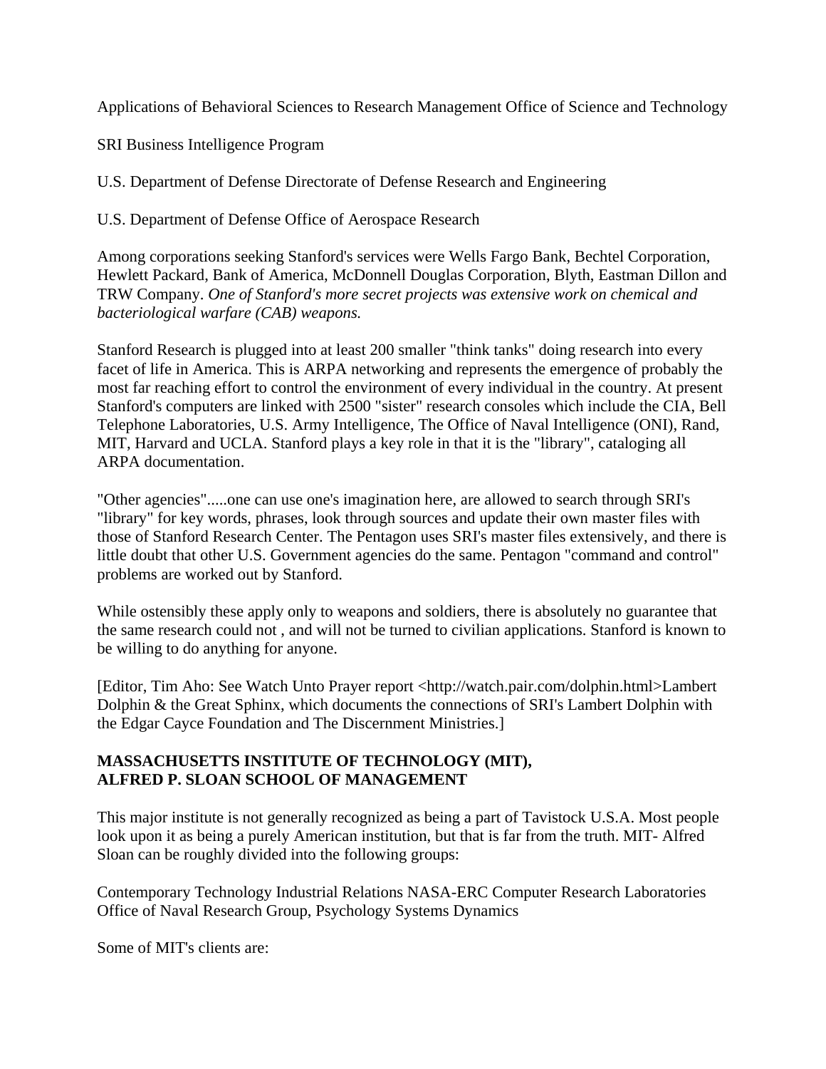Applications of Behavioral Sciences to Research Management Office of Science and Technology

SRI Business Intelligence Program

U.S. Department of Defense Directorate of Defense Research and Engineering

U.S. Department of Defense Office of Aerospace Research

Among corporations seeking Stanford's services were Wells Fargo Bank, Bechtel Corporation, Hewlett Packard, Bank of America, McDonnell Douglas Corporation, Blyth, Eastman Dillon and TRW Company. *One of Stanford's more secret projects was extensive work on chemical and bacteriological warfare (CAB) weapons.*

Stanford Research is plugged into at least 200 smaller "think tanks" doing research into every facet of life in America. This is ARPA networking and represents the emergence of probably the most far reaching effort to control the environment of every individual in the country. At present Stanford's computers are linked with 2500 "sister" research consoles which include the CIA, Bell Telephone Laboratories, U.S. Army Intelligence, The Office of Naval Intelligence (ONI), Rand, MIT, Harvard and UCLA. Stanford plays a key role in that it is the "library", cataloging all ARPA documentation.

"Other agencies".....one can use one's imagination here, are allowed to search through SRI's "library" for key words, phrases, look through sources and update their own master files with those of Stanford Research Center. The Pentagon uses SRI's master files extensively, and there is little doubt that other U.S. Government agencies do the same. Pentagon "command and control" problems are worked out by Stanford.

While ostensibly these apply only to weapons and soldiers, there is absolutely no guarantee that the same research could not , and will not be turned to civilian applications. Stanford is known to be willing to do anything for anyone.

[Editor, Tim Aho: See Watch Unto Prayer report <http://watch.pair.com/dolphin.html>Lambert Dolphin & the Great Sphinx, which documents the connections of SRI's Lambert Dolphin with the Edgar Cayce Foundation and The Discernment Ministries.]

**MASSACHUSETTS INSTITUTE OF TECHNOLOGY (MIT),**
**ALFRED P. SLOAN SCHOOL OF MANAGEMENT**

This major institute is not generally recognized as being a part of Tavistock U.S.A. Most people look upon it as being a purely American institution, but that is far from the truth. MIT- Alfred Sloan can be roughly divided into the following groups:

Contemporary Technology Industrial Relations NASA-ERC Computer Research Laboratories Office of Naval Research Group, Psychology Systems Dynamics

Some of MIT's clients are: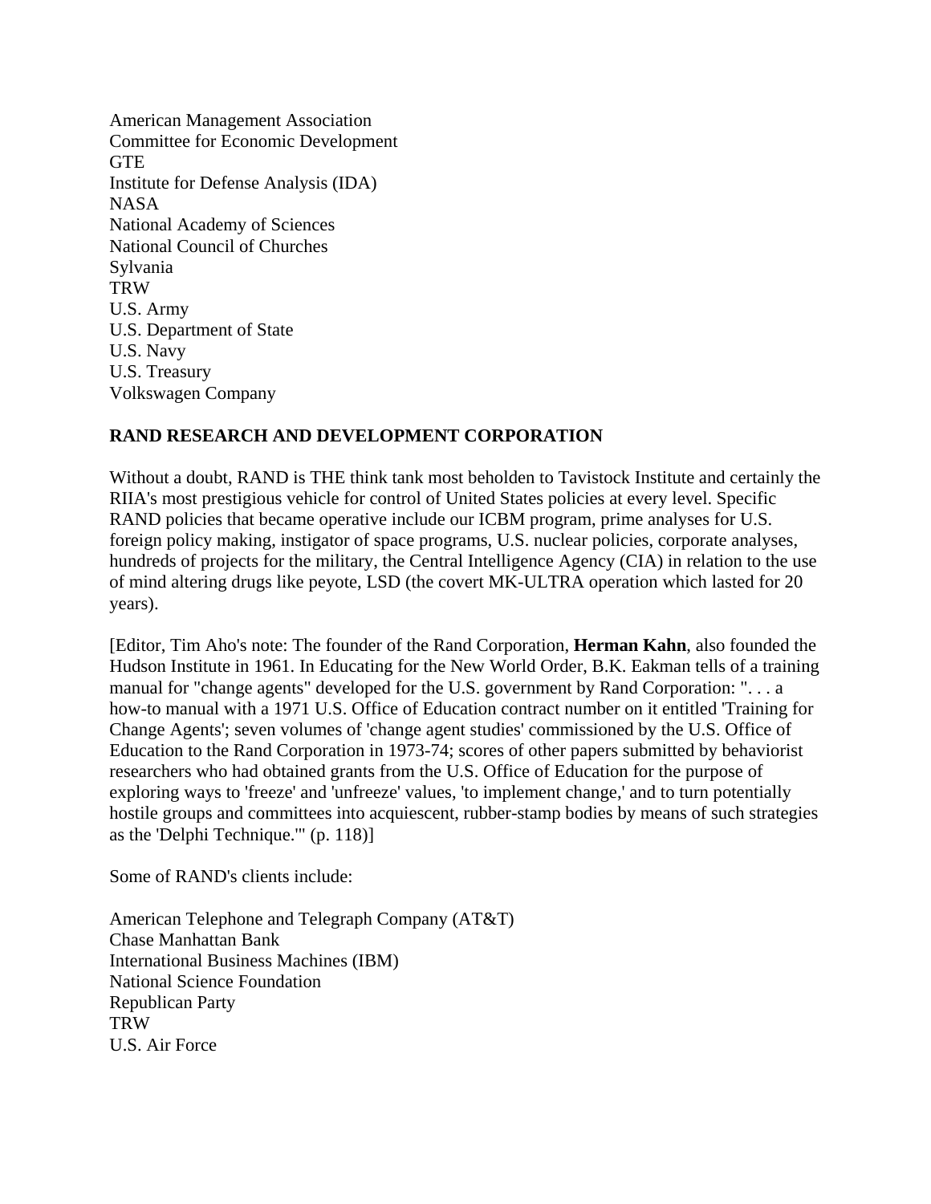American Management Association
Committee for Economic Development
GTE
Institute for Defense Analysis (IDA)
NASA
National Academy of Sciences
National Council of Churches
Sylvania
TRW
U.S. Army
U.S. Department of State
U.S. Navy
U.S. Treasury
Volkswagen Company

**RAND RESEARCH AND DEVELOPMENT CORPORATION**

Without a doubt, RAND is THE think tank most beholden to Tavistock Institute and certainly the RIIA's most prestigious vehicle for control of United States policies at every level. Specific RAND policies that became operative include our ICBM program, prime analyses for U.S. foreign policy making, instigator of space programs, U.S. nuclear policies, corporate analyses, hundreds of projects for the military, the Central Intelligence Agency (CIA) in relation to the use of mind altering drugs like peyote, LSD (the covert MK-ULTRA operation which lasted for 20 years).

[Editor, Tim Aho's note: The founder of the Rand Corporation, **Herman Kahn**, also founded the Hudson Institute in 1961. In Educating for the New World Order, B.K. Eakman tells of a training manual for "change agents" developed for the U.S. government by Rand Corporation: ". . . a how-to manual with a 1971 U.S. Office of Education contract number on it entitled 'Training for Change Agents'; seven volumes of 'change agent studies' commissioned by the U.S. Office of Education to the Rand Corporation in 1973-74; scores of other papers submitted by behaviorist researchers who had obtained grants from the U.S. Office of Education for the purpose of exploring ways to 'freeze' and 'unfreeze' values, 'to implement change,' and to turn potentially hostile groups and committees into acquiescent, rubber-stamp bodies by means of such strategies as the 'Delphi Technique.'" (p. 118)]

Some of RAND's clients include:

American Telephone and Telegraph Company (AT&T)
Chase Manhattan Bank
International Business Machines (IBM)
National Science Foundation
Republican Party
TRW
U.S. Air Force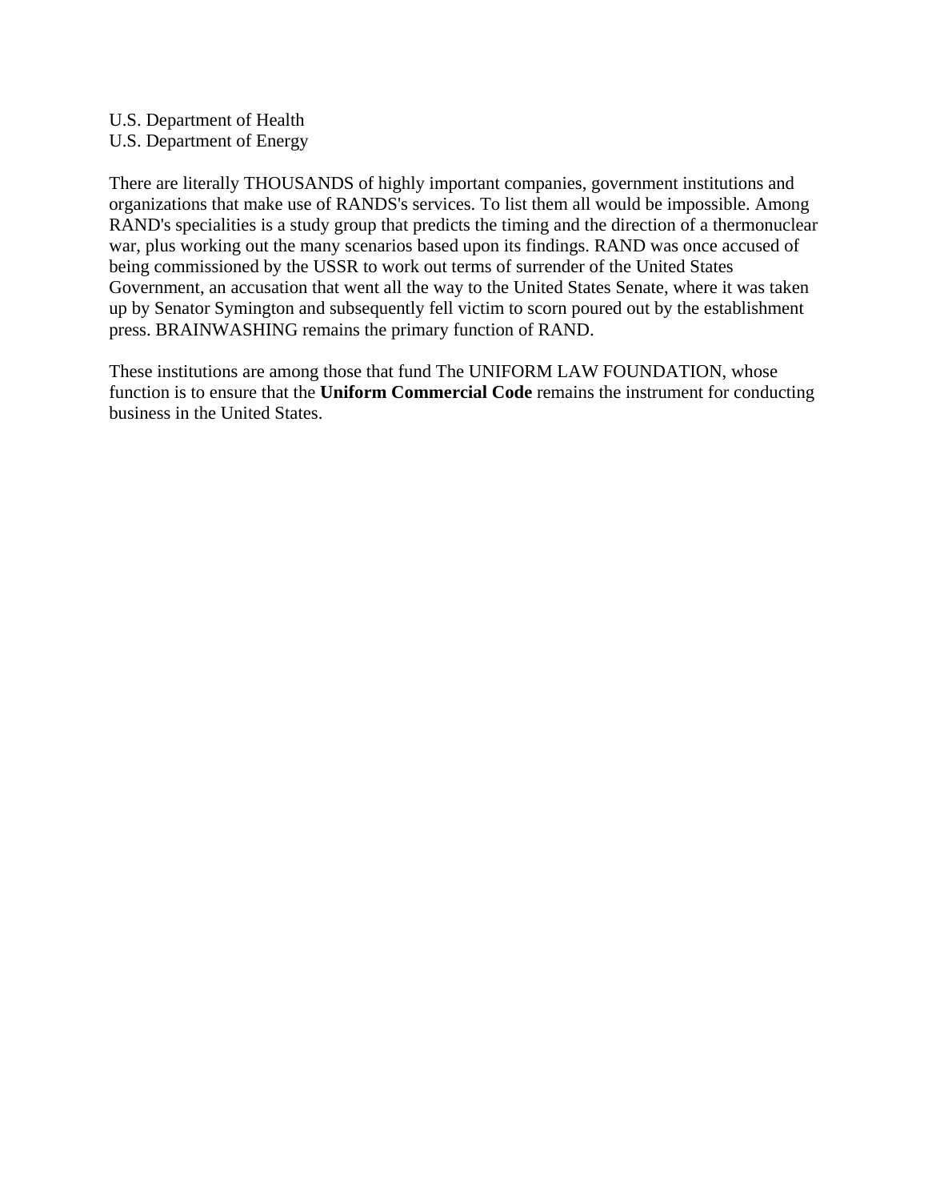U.S. Department of Health
U.S. Department of Energy

There are literally THOUSANDS of highly important companies, government institutions and organizations that make use of RANDS's services. To list them all would be impossible. Among RAND's specialities is a study group that predicts the timing and the direction of a thermonuclear war, plus working out the many scenarios based upon its findings. RAND was once accused of being commissioned by the USSR to work out terms of surrender of the United States Government, an accusation that went all the way to the United States Senate, where it was taken up by Senator Symington and subsequently fell victim to scorn poured out by the establishment press. BRAINWASHING remains the primary function of RAND.

These institutions are among those that fund The UNIFORM LAW FOUNDATION, whose function is to ensure that the **Uniform Commercial Code** remains the instrument for conducting business in the United States.